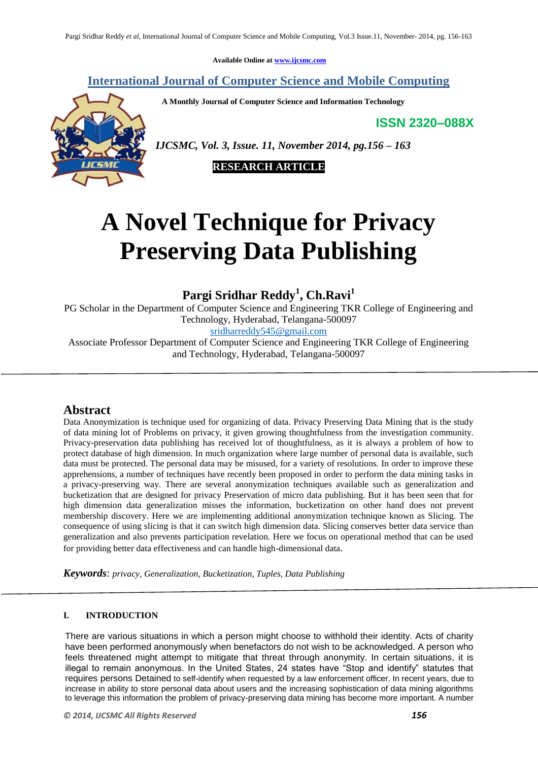Available Online at www.ijcsmc.com

## International Journal of Computer Science and Mobile Computing

**A Monthly Journal of Computer Science and Information Technology**

**ISSN 2320–088X**

***IJCSMC, Vol. 3, Issue. 11, November 2014, pg.156 – 163***

**RESEARCH ARTICLE**

# A Novel Technique for Privacy Preserving Data Publishing

**Pargi Sridhar Reddy[1], Ch.Ravi[1]**

PG Scholar in the Department of Computer Science and Engineering TKR College of Engineering and Technology, Hyderabad, Telangana-500097

sridharreddy545@gmail.com

Associate Professor Department of Computer Science and Engineering TKR College of Engineering and Technology, Hyderabad, Telangana-500097

## Abstract

Data Anonymization is technique used for organizing of data. Privacy Preserving Data Mining that is the study of data mining lot of Problems on privacy, it given growing thoughtfulness from the investigation community. Privacy-preservation data publishing has received lot of thoughtfulness, as it is always a problem of how to protect database of high dimension. In much organization where large number of personal data is available, such data must be protected. The personal data may be misused, for a variety of resolutions. In order to improve these apprehensions, a number of techniques have recently been proposed in order to perform the data mining tasks in a privacy-preserving way. There are several anonymization techniques available such as generalization and bucketization that are designed for privacy Preservation of micro data publishing. But it has been seen that for high dimension data generalization misses the information, bucketization on other hand does not prevent membership discovery. Here we are implementing additional anonymization technique known as Slicing. The consequence of using slicing is that it can switch high dimension data. Slicing conserves better data service than generalization and also prevents participation revelation. Here we focus on operational method that can be used for providing better data effectiveness and can handle high-dimensional data.

***Keywords***: *privacy, Generalization, Bucketization, Tuples, Data Publishing*

## I. INTRODUCTION

There are various situations in which a person might choose to withhold their identity. Acts of charity have been performed anonymously when benefactors do not wish to be acknowledged. A person who feels threatened might attempt to mitigate that threat through anonymity. In certain situations, it is illegal to remain anonymous. In the United States, 24 states have "Stop and identify" statutes that requires persons Detained to self-identify when requested by a law enforcement officer. In recent years, due to increase in ability to store personal data about users and the increasing sophistication of data mining algorithms to leverage this information the problem of privacy-preserving data mining has become more important. A number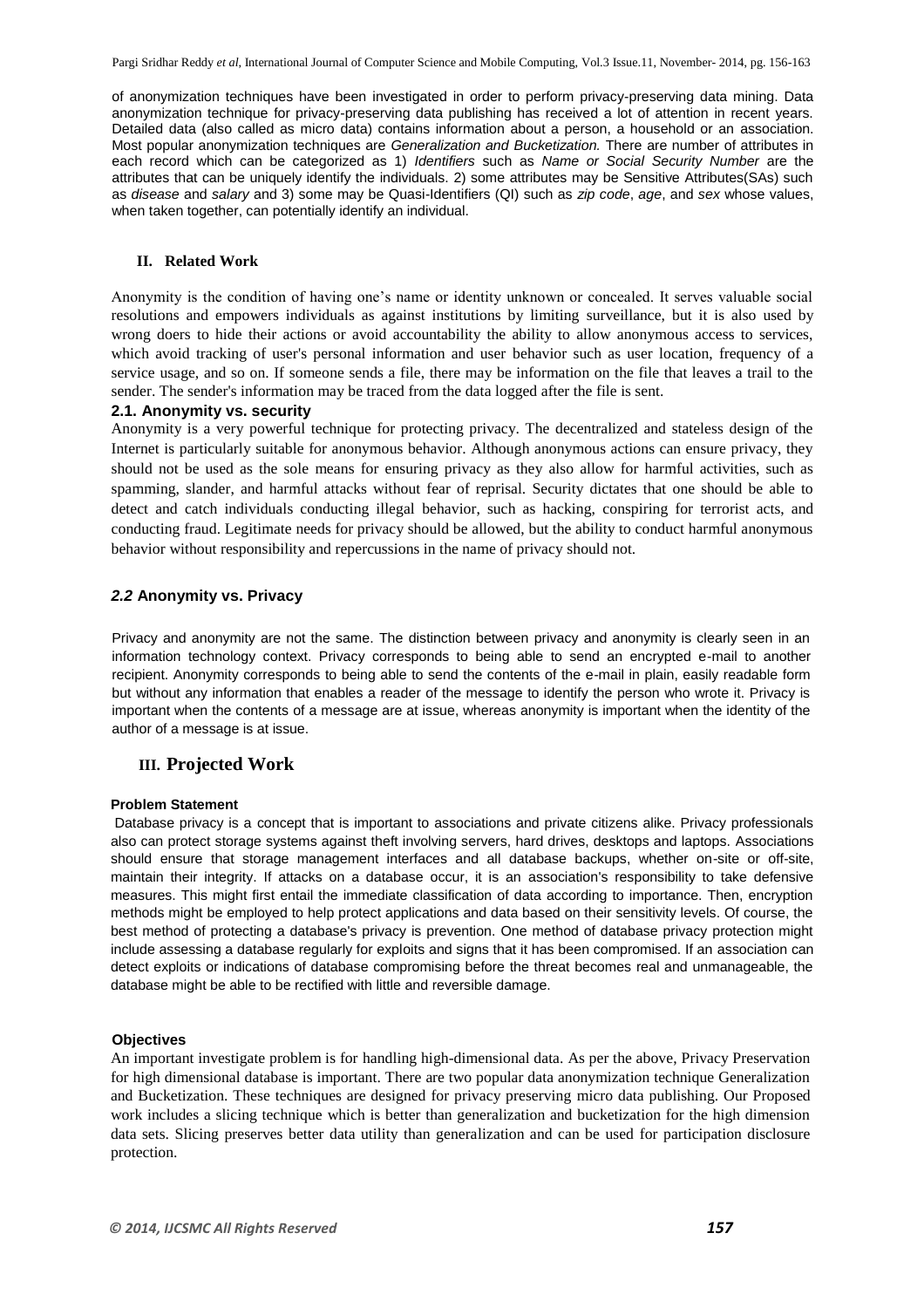of anonymization techniques have been investigated in order to perform privacy-preserving data mining. Data anonymization technique for privacy-preserving data publishing has received a lot of attention in recent years. Detailed data (also called as micro data) contains information about a person, a household or an association. Most popular anonymization techniques are *Generalization and Bucketization.* There are number of attributes in each record which can be categorized as 1) *Identifiers* such as *Name or Social Security Number* are the attributes that can be uniquely identify the individuals. 2) some attributes may be Sensitive Attributes(SAs) such as *disease* and *salary* and 3) some may be Quasi-Identifiers (QI) such as *zip code*, *age*, and *sex* whose values, when taken together, can potentially identify an individual.

## II. Related Work

Anonymity is the condition of having one's name or identity unknown or concealed. It serves valuable social resolutions and empowers individuals as against institutions by limiting surveillance, but it is also used by wrong doers to hide their actions or avoid accountability the ability to allow anonymous access to services, which avoid tracking of user's personal information and user behavior such as user location, frequency of a service usage, and so on. If someone sends a file, there may be information on the file that leaves a trail to the sender. The sender's information may be traced from the data logged after the file is sent.

### 2.1. Anonymity vs. security

Anonymity is a very powerful technique for protecting privacy. The decentralized and stateless design of the Internet is particularly suitable for anonymous behavior. Although anonymous actions can ensure privacy, they should not be used as the sole means for ensuring privacy as they also allow for harmful activities, such as spamming, slander, and harmful attacks without fear of reprisal. Security dictates that one should be able to detect and catch individuals conducting illegal behavior, such as hacking, conspiring for terrorist acts, and conducting fraud. Legitimate needs for privacy should be allowed, but the ability to conduct harmful anonymous behavior without responsibility and repercussions in the name of privacy should not.

### *2.2* Anonymity vs. Privacy

Privacy and anonymity are not the same. The distinction between privacy and anonymity is clearly seen in an information technology context. Privacy corresponds to being able to send an encrypted e-mail to another recipient. Anonymity corresponds to being able to send the contents of the e-mail in plain, easily readable form but without any information that enables a reader of the message to identify the person who wrote it. Privacy is important when the contents of a message are at issue, whereas anonymity is important when the identity of the author of a message is at issue.

## III. Projected Work

#### Problem Statement

Database privacy is a concept that is important to associations and private citizens alike. Privacy professionals also can protect storage systems against theft involving servers, hard drives, desktops and laptops. Associations should ensure that storage management interfaces and all database backups, whether on-site or off-site, maintain their integrity. If attacks on a database occur, it is an association's responsibility to take defensive measures. This might first entail the immediate classification of data according to importance. Then, encryption methods might be employed to help protect applications and data based on their sensitivity levels. Of course, the best method of protecting a database's privacy is prevention. One method of database privacy protection might include assessing a database regularly for exploits and signs that it has been compromised. If an association can detect exploits or indications of database compromising before the threat becomes real and unmanageable, the database might be able to be rectified with little and reversible damage.

#### Objectives

An important investigate problem is for handling high-dimensional data. As per the above, Privacy Preservation for high dimensional database is important. There are two popular data anonymization technique Generalization and Bucketization. These techniques are designed for privacy preserving micro data publishing. Our Proposed work includes a slicing technique which is better than generalization and bucketization for the high dimension data sets. Slicing preserves better data utility than generalization and can be used for participation disclosure protection.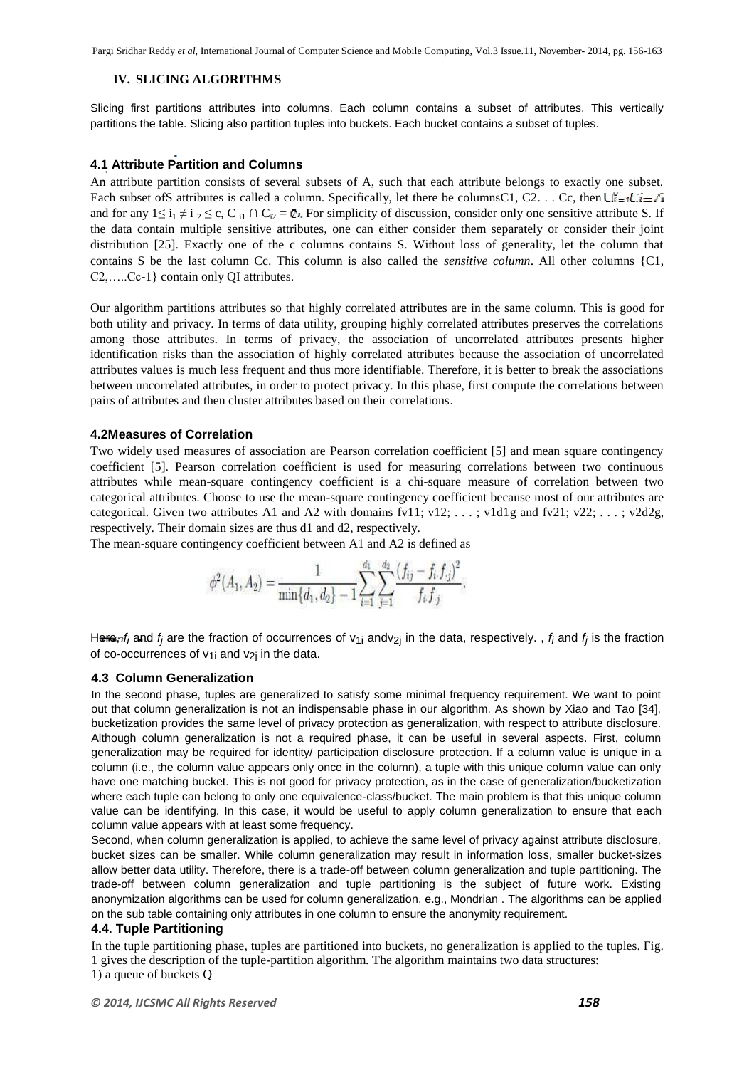## IV. SLICING ALGORITHMS

Slicing first partitions attributes into columns. Each column contains a subset of attributes. This vertically partitions the table. Slicing also partition tuples into buckets. Each bucket contains a subset of tuples.

### 4.1 Attribute Partition and Columns

An attribute partition consists of several subsets of A, such that each attribute belongs to exactly one subset. Each subset ofS attributes is called a column. Specifically, let there be columnsC1, C2. . . Cc, then $\bigcup_{i=1}^{c} C_i = A$ and for any $1 \le i_1 \ne i_2 \le c$, $C_{i1} \cap C_{i2} = \emptyset$. For simplicity of discussion, consider only one sensitive attribute S. If the data contain multiple sensitive attributes, one can either consider them separately or consider their joint distribution [25]. Exactly one of the c columns contains S. Without loss of generality, let the column that contains S be the last column Cc. This column is also called the *sensitive column*. All other columns {C1, C2,…..Cc-1} contain only QI attributes.

Our algorithm partitions attributes so that highly correlated attributes are in the same column. This is good for both utility and privacy. In terms of data utility, grouping highly correlated attributes preserves the correlations among those attributes. In terms of privacy, the association of uncorrelated attributes presents higher identification risks than the association of highly correlated attributes because the association of uncorrelated attributes values is much less frequent and thus more identifiable. Therefore, it is better to break the associations between uncorrelated attributes, in order to protect privacy. In this phase, first compute the correlations between pairs of attributes and then cluster attributes based on their correlations.

### 4.2Measures of Correlation

Two widely used measures of association are Pearson correlation coefficient [5] and mean square contingency coefficient [5]. Pearson correlation coefficient is used for measuring correlations between two continuous attributes while mean-square contingency coefficient is a chi-square measure of correlation between two categorical attributes. Choose to use the mean-square contingency coefficient because most of our attributes are categorical. Given two attributes A1 and A2 with domains fv11; v12; . . . ; v1d1g and fv21; v22; . . . ; v2d2g, respectively. Their domain sizes are thus d1 and d2, respectively.

The mean-square contingency coefficient between A1 and A2 is defined as

$$\phi^2(A_1, A_2) = \frac{1}{\min\{d_1, d_2\} - 1} \sum_{i=1}^{d_1} \sum_{j=1}^{d_2} \frac{(f_{ij} - f_{i\cdot} f_{\cdot j})^2}{f_{i\cdot} f_{\cdot j}}.$$

Here, $f_i$ and $f_j$ are the fraction of occurrences of $v_{1i}$ and$v_{2j}$ in the data, respectively. , $f_i$ and $f_j$ is the fraction of co-occurrences of $v_{1i}$ and $v_{2j}$ in the data.

### 4.3 Column Generalization

In the second phase, tuples are generalized to satisfy some minimal frequency requirement. We want to point out that column generalization is not an indispensable phase in our algorithm. As shown by Xiao and Tao [34], bucketization provides the same level of privacy protection as generalization, with respect to attribute disclosure. Although column generalization is not a required phase, it can be useful in several aspects. First, column generalization may be required for identity/ participation disclosure protection. If a column value is unique in a column (i.e., the column value appears only once in the column), a tuple with this unique column value can only have one matching bucket. This is not good for privacy protection, as in the case of generalization/bucketization where each tuple can belong to only one equivalence-class/bucket. The main problem is that this unique column value can be identifying. In this case, it would be useful to apply column generalization to ensure that each column value appears with at least some frequency.

Second, when column generalization is applied, to achieve the same level of privacy against attribute disclosure, bucket sizes can be smaller. While column generalization may result in information loss, smaller bucket-sizes allow better data utility. Therefore, there is a trade-off between column generalization and tuple partitioning. The trade-off between column generalization and tuple partitioning is the subject of future work. Existing anonymization algorithms can be used for column generalization, e.g., Mondrian . The algorithms can be applied on the sub table containing only attributes in one column to ensure the anonymity requirement.

### 4.4. Tuple Partitioning

In the tuple partitioning phase, tuples are partitioned into buckets, no generalization is applied to the tuples. Fig. 1 gives the description of the tuple-partition algorithm. The algorithm maintains two data structures:

1) a queue of buckets Q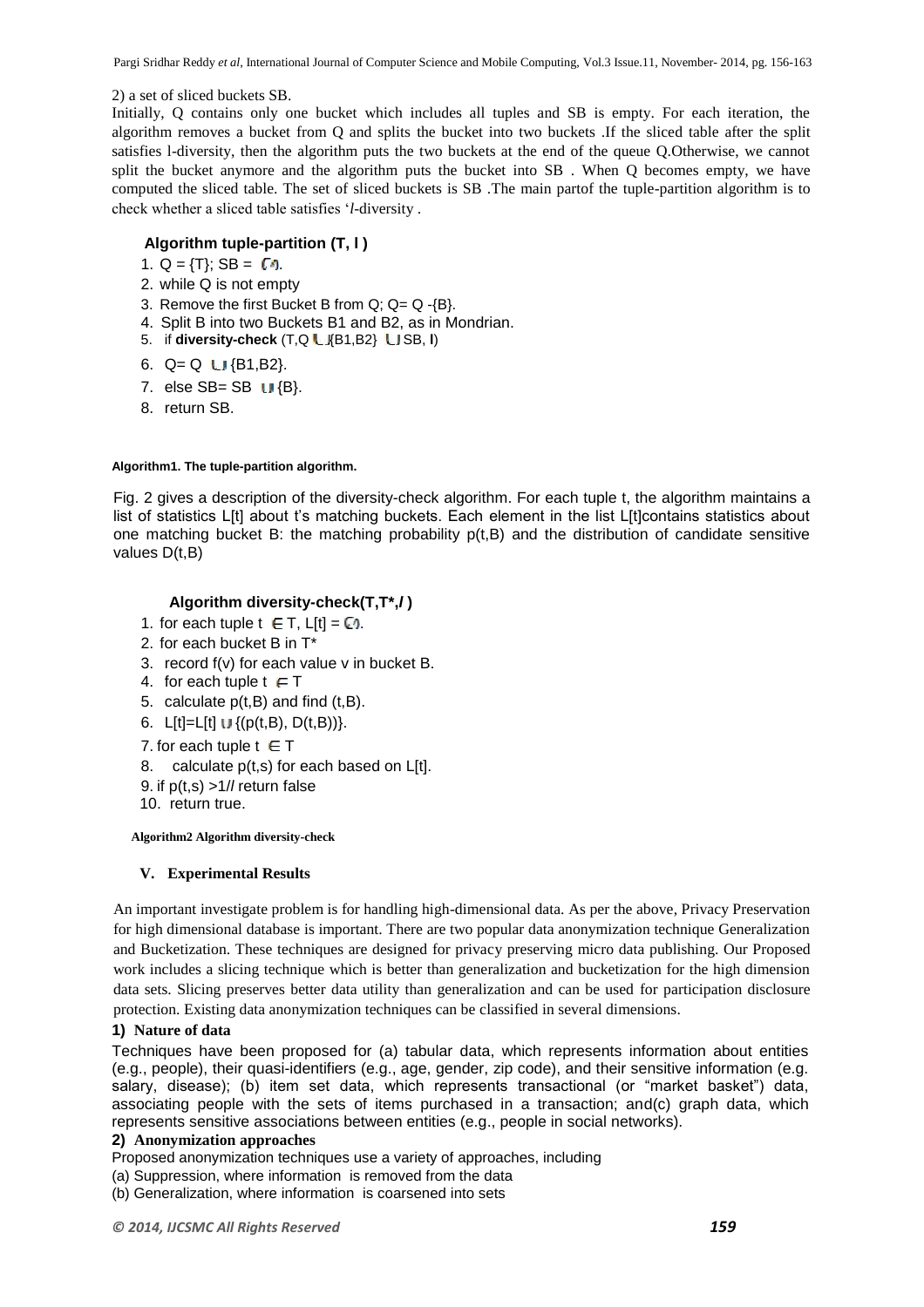2) a set of sliced buckets SB.

Initially, Q contains only one bucket which includes all tuples and SB is empty. For each iteration, the algorithm removes a bucket from Q and splits the bucket into two buckets .If the sliced table after the split satisfies l-diversity, then the algorithm puts the two buckets at the end of the queue Q.Otherwise, we cannot split the bucket anymore and the algorithm puts the bucket into SB . When Q becomes empty, we have computed the sliced table. The set of sliced buckets is SB .The main partof the tuple-partition algorithm is to check whether a sliced table satisfies '*l*-diversity .

**Algorithm tuple-partition (T, l )**

1. Q = {T}; SB = $\emptyset$.
2. while Q is not empty
3. Remove the first Bucket B from Q; Q= Q -{B}.
4. Split B into two Buckets B1 and B2, as in Mondrian.
5. if **diversity-check** (T,Q $\cup$ {B1,B2} $\cup$ SB, **l**)
6. Q= Q $\cup$ {B1,B2}.
7. else SB= SB $\cup$ {B}.
8. return SB.

**Algorithm1. The tuple-partition algorithm.**

Fig. 2 gives a description of the diversity-check algorithm. For each tuple t, the algorithm maintains a list of statistics L[t] about t's matching buckets. Each element in the list L[t]contains statistics about one matching bucket B: the matching probability p(t,B) and the distribution of candidate sensitive values D(t,B)

**Algorithm diversity-check(T,T\*,*l* )**

1. for each tuple t $\in$ T, L[t] = $\emptyset$.
2. for each bucket B in T*
3. record f(v) for each value v in bucket B.
4. for each tuple t $\in$ T
5. calculate p(t,B) and find (t,B).
6. L[t]=L[t] $\cup$ {(p(t,B), D(t,B))}.
7. for each tuple t $\in$ T
8. calculate p(t,s) for each based on L[t].
9. if p(t,s) >1/*l* return false
10. return true.

**Algorithm2 Algorithm diversity-check**

## V. Experimental Results

An important investigate problem is for handling high-dimensional data. As per the above, Privacy Preservation for high dimensional database is important. There are two popular data anonymization technique Generalization and Bucketization. These techniques are designed for privacy preserving micro data publishing. Our Proposed work includes a slicing technique which is better than generalization and bucketization for the high dimension data sets. Slicing preserves better data utility than generalization and can be used for participation disclosure protection. Existing data anonymization techniques can be classified in several dimensions.

### 1) Nature of data

Techniques have been proposed for (a) tabular data, which represents information about entities (e.g., people), their quasi-identifiers (e.g., age, gender, zip code), and their sensitive information (e.g. salary, disease); (b) item set data, which represents transactional (or "market basket") data, associating people with the sets of items purchased in a transaction; and(c) graph data, which represents sensitive associations between entities (e.g., people in social networks).

### 2) Anonymization approaches

Proposed anonymization techniques use a variety of approaches, including

(a) Suppression, where information is removed from the data

(b) Generalization, where information is coarsened into sets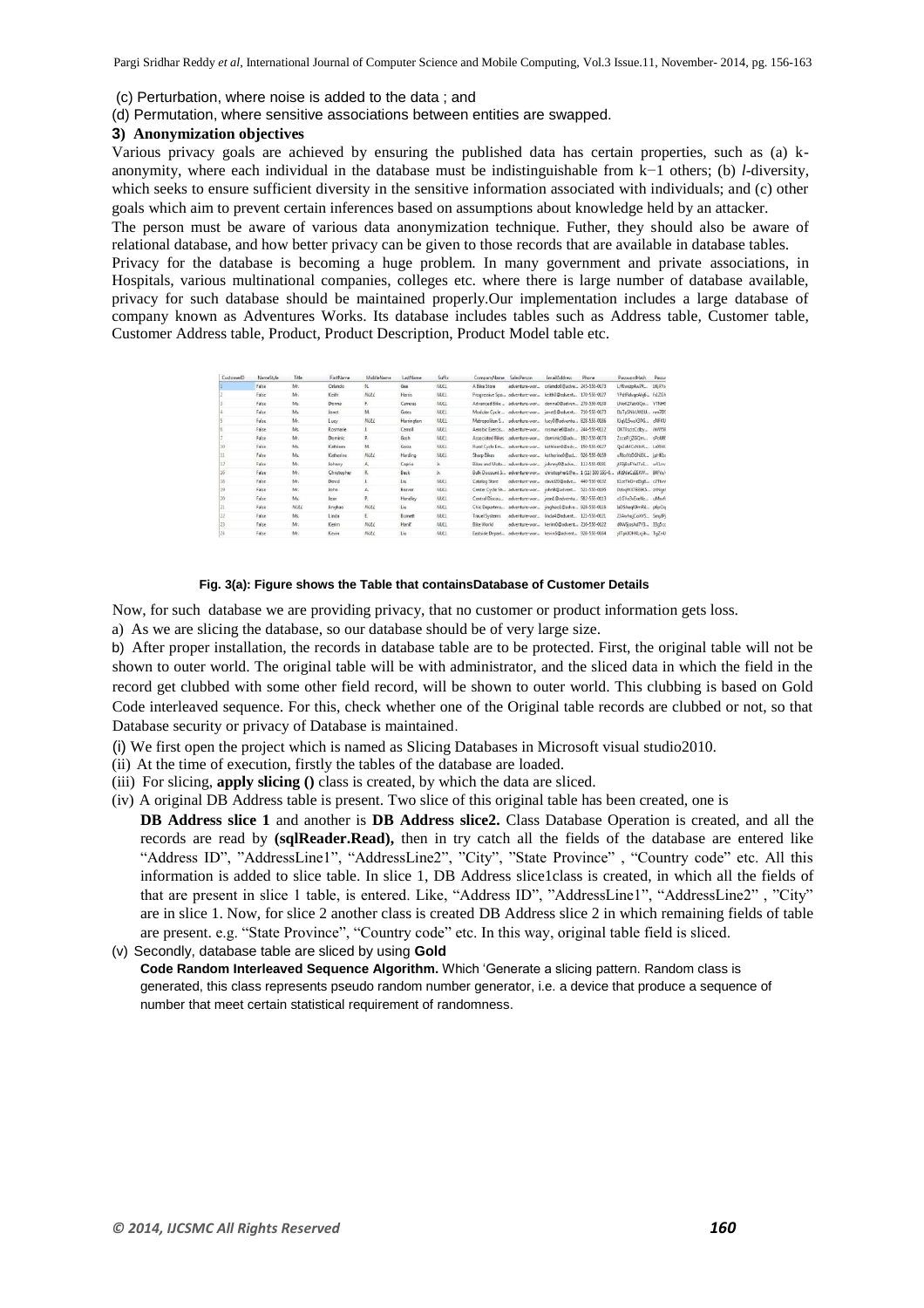(c) Perturbation, where noise is added to the data ; and

(d) Permutation, where sensitive associations between entities are swapped.

### 3) Anonymization objectives

Various privacy goals are achieved by ensuring the published data has certain properties, such as (a) k-anonymity, where each individual in the database must be indistinguishable from k−1 others; (b) *l*-diversity, which seeks to ensure sufficient diversity in the sensitive information associated with individuals; and (c) other goals which aim to prevent certain inferences based on assumptions about knowledge held by an attacker.

The person must be aware of various data anonymization technique. Futher, they should also be aware of relational database, and how better privacy can be given to those records that are available in database tables.

Privacy for the database is becoming a huge problem. In many government and private associations, in Hospitals, various multinational companies, colleges etc. where there is large number of database available, privacy for such database should be maintained properly.Our implementation includes a large database of company known as Adventures Works. Its database includes tables such as Address table, Customer table, Customer Address table, Product, Product Description, Product Model table etc.

| CustomerID | NameStyle | Title | FirstName | MiddleName | LastName | Suffix | CompanyName | SalesPerson | EmailAddress | Phone | PasswordHash | Passw |
|---|---|---|---|---|---|---|---|---|---|---|---|---|
| 1 | False | Mr. | Orlando | N. | Gee | NULL | A Bike Store | adventure-wor... | orlando0@adve... | 245-555-0173 | L/Rlwxzp4w7R... | 1KjXYs |
| 2 | False | Mr. | Keith | NULL | Harris | NULL | Progressive Spo... | adventure-wor... | keith0@advent... | 170-555-0127 | YPdtRdvqeAhj6... | fs1ZGh |
| 3 | False | Ms. | Donna | F. | Carreras | NULL | Advanced Bike ... | adventure-wor... | donna0@adven... | 279-555-0130 | LNoK27abGQo... | YTNH5 |
| 4 | False | Ms. | Janet | M. | Gates | NULL | Modular Cycle ... | adventure-wor... | janet1@advent... | 710-555-0173 | ElzTpSNbUW1Ut... | nm7D5 |
| 5 | False | Mr. | Lucy | NULL | Harrington | NULL | Metropolitan S... | adventure-wor... | lucy0@adventu... | 828-555-0186 | KJqV15wsX3PG... | cNFKU |
| 6 | False | Ms. | Rosmarie | J. | Carroll | NULL | Aerobic Exercis... | adventure-wor... | rosmarie0@adv... | 244-555-0112 | OKT0scizCdb/... | ihWf5 |
| 7 | False | Mr. | Dominic | P. | Gash | NULL | Associated Bikes | adventure-wor... | dominic0@adv... | 192-555-0173 | ZccoP/jZGQm... | sPoUBf |
| 10 | False | Ms. | Kathleen | M. | Garza | NULL | Rural Cycle Em... | adventure-wor... | kathleen0@adv... | 150-555-0127 | Qa3aMCxNbVL... | Lo8565 |
| 11 | False | Ms. | Katherine | NULL | Harding | NULL | Sharp Bikes | adventure-wor... | katherine0@ad... | 926-555-0159 | uRlxxVi5DNd... | jpHKbo |
| 12 | False | Mr. | Johnny | A. | Caprio | Jr. | Bikes and Moto... | adventure-wor... | johnny0@adve... | 112-555-0191 | jtF9jBoFYeJTa... | wVLnv |
| 16 | False | Mr. | Christopher | R. | Beck | Jr. | Bulk Discount S... | adventure-wor... | christopher1@a... | 1 (11) 500 555-0... | sKt9daCzEEKW... | 8KfYx |
| 18 | False | Mr. | David | J. | Liu | NULL | Catalog Store | adventure-wor... | david20@adve... | 440-555-0132 | 61zdTkO+eEhjI... | c7Ttw |
| 19 | False | Mr. | John | A. | Beaver | NULL | Center Cycle Sh... | adventure-wor... | john8@advent... | 521-555-0195 | DzbqWX7B3EK5... | zXNgz |
| 20 | False | Ms. | Jean | P. | Handley | NULL | Central Discou... | adventure-wor... | jean1@adventu... | 582-555-0113 | o1GIxZuSwl6... | uNkwf |
| 21 | False | NULL | Jinghao | NULL | Liu | NULL | Chic Departme... | adventure-wor... | jinghao1@adve... | 928-555-0116 | lzD5AeqK0H+R... | pRpIOq |
| 22 | False | Ms. | Linda | E. | Burnett | NULL | Travel Systems | adventure-wor... | linda4@advent... | 121-555-0121 | 23AvfvqCoXt5... | Smyf9j |
| 23 | False | Mr. | Kerim | NULL | Hanif | NULL | Bike World | adventure-wor... | kerim0@advent... | 216-555-0122 | dKWSjsgAd7Y3... | 33y5cc |
| 24 | False | Mr. | Kevin | NULL | Liu | NULL | Eastside Depart... | adventure-wor... | kevin5@advent... | 926-555-0164 | ylTjeXOHRLxjA... | TgZn4 |

**Fig. 3(a): Figure shows the Table that containsDatabase of Customer Details**

Now, for such database we are providing privacy, that no customer or product information gets loss.

a) As we are slicing the database, so our database should be of very large size.

b) After proper installation, the records in database table are to be protected. First, the original table will not be shown to outer world. The original table will be with administrator, and the sliced data in which the field in the record get clubbed with some other field record, will be shown to outer world. This clubbing is based on Gold Code interleaved sequence. For this, check whether one of the Original table records are clubbed or not, so that Database security or privacy of Database is maintained.

(i) We first open the project which is named as Slicing Databases in Microsoft visual studio2010.

(ii) At the time of execution, firstly the tables of the database are loaded.

(iii) For slicing, **apply slicing ()** class is created, by which the data are sliced.

(iv) A original DB Address table is present. Two slice of this original table has been created, one is **DB Address slice 1** and another is **DB Address slice2.** Class Database Operation is created, and all the records are read by **(sqlReader.Read),** then in try catch all the fields of the database are entered like "Address ID", "AddressLine1", "AddressLine2", "City", "State Province" , "Country code" etc. All this information is added to slice table. In slice 1, DB Address slice1class is created, in which all the fields of that are present in slice 1 table, is entered. Like, "Address ID", "AddressLine1", "AddressLine2" , "City" are in slice 1. Now, for slice 2 another class is created DB Address slice 2 in which remaining fields of table are present. e.g. "State Province", "Country code" etc. In this way, original table field is sliced.

(v) Secondly, database table are sliced by using **Gold Code Random Interleaved Sequence Algorithm.** Which 'Generate a slicing pattern. Random class is generated, this class represents pseudo random number generator, i.e. a device that produce a sequence of number that meet certain statistical requirement of randomness.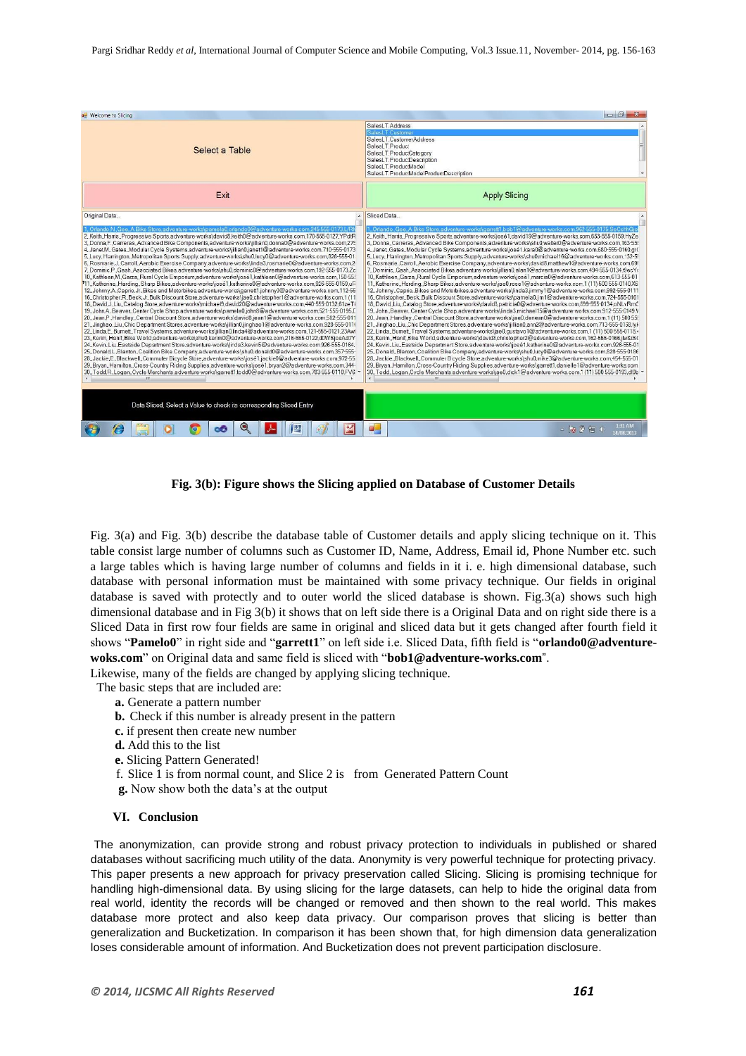**Fig. 3(b): Figure shows the Slicing applied on Database of Customer Details**

Fig. 3(a) and Fig. 3(b) describe the database table of Customer details and apply slicing technique on it. This table consist large number of columns such as Customer ID, Name, Address, Email id, Phone Number etc. such a large tables which is having large number of columns and fields in it i. e. high dimensional database, such database with personal information must be maintained with some privacy technique. Our fields in original database is saved with protectly and to outer world the sliced database is shown. Fig.3(a) shows such high dimensional database and in Fig 3(b) it shows that on left side there is a Original Data and on right side there is a Sliced Data in first row four fields are same in original and sliced data but it gets changed after fourth field it shows "**Pamelo0**" in right side and "**garrett1**" on left side i.e. Sliced Data, fifth field is "**orlando0@adventure-woks.com**" on Original data and same field is sliced with "**bob1@adventure-works.com**".

Likewise, many of the fields are changed by applying slicing technique.

The basic steps that are included are:

**a.** Generate a pattern number

**b.** Check if this number is already present in the pattern

**c.** if present then create new number

**d.** Add this to the list

**e.** Slicing Pattern Generated!

f. Slice 1 is from normal count, and Slice 2 is from Generated Pattern Count

**g.** Now show both the data's at the output

## VI. Conclusion

The anonymization, can provide strong and robust privacy protection to individuals in published or shared databases without sacrificing much utility of the data. Anonymity is very powerful technique for protecting privacy. This paper presents a new approach for privacy preservation called Slicing. Slicing is promising technique for handling high-dimensional data. By using slicing for the large datasets, can help to hide the original data from real world, identity the records will be changed or removed and then shown to the real world. This makes database more protect and also keep data privacy. Our comparison proves that slicing is better than generalization and Bucketization. In comparison it has been shown that, for high dimension data generalization loses considerable amount of information. And Bucketization does not prevent participation disclosure.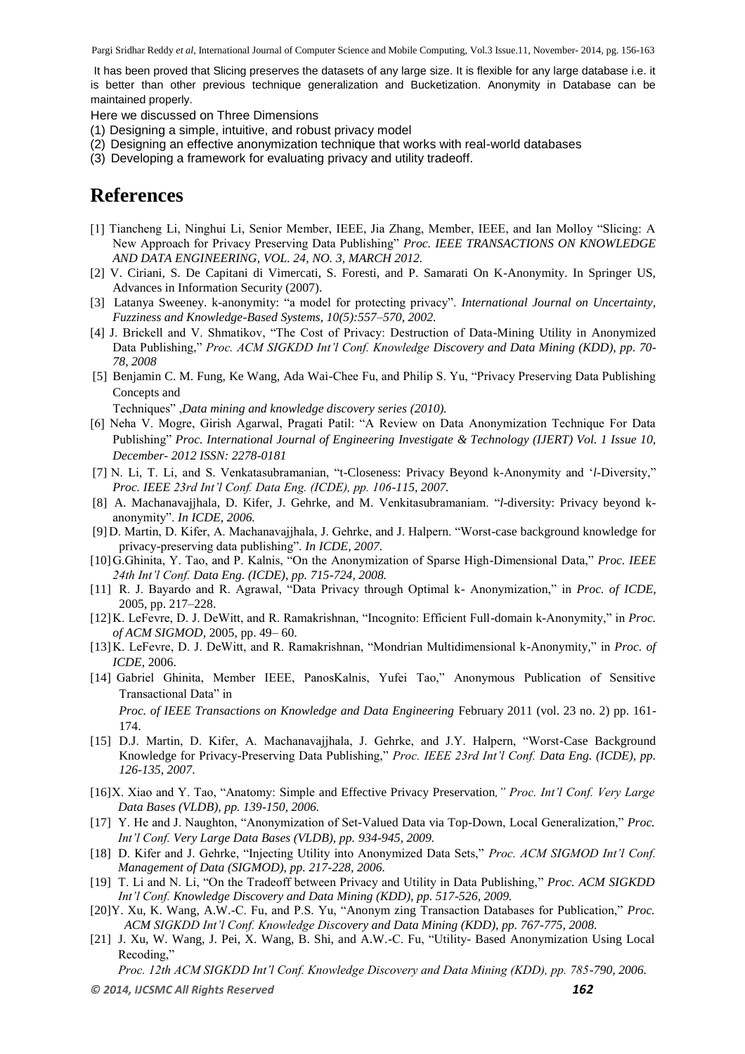It has been proved that Slicing preserves the datasets of any large size. It is flexible for any large database i.e. it is better than other previous technique generalization and Bucketization. Anonymity in Database can be maintained properly.

Here we discussed on Three Dimensions

(1) Designing a simple, intuitive, and robust privacy model

(2) Designing an effective anonymization technique that works with real-world databases

(3) Developing a framework for evaluating privacy and utility tradeoff.

# References

[1] Tiancheng Li, Ninghui Li, Senior Member, IEEE, Jia Zhang, Member, IEEE, and Ian Molloy "Slicing: A New Approach for Privacy Preserving Data Publishing" *Proc. IEEE TRANSACTIONS ON KNOWLEDGE AND DATA ENGINEERING, VOL. 24, NO. 3, MARCH 2012.*

[2] V. Ciriani, S. De Capitani di Vimercati, S. Foresti, and P. Samarati On K-Anonymity. In Springer US, Advances in Information Security (2007).

[3] Latanya Sweeney. k-anonymity: "a model for protecting privacy". *International Journal on Uncertainty, Fuzziness and Knowledge-Based Systems, 10(5):557–570, 2002.*

[4] J. Brickell and V. Shmatikov, "The Cost of Privacy: Destruction of Data-Mining Utility in Anonymized Data Publishing," *Proc. ACM SIGKDD Int'l Conf. Knowledge Discovery and Data Mining (KDD), pp. 70-78, 2008*

[5] Benjamin C. M. Fung, Ke Wang, Ada Wai-Chee Fu, and Philip S. Yu, "Privacy Preserving Data Publishing Concepts and Techniques" ,*Data mining and knowledge discovery series (2010).*

[6] Neha V. Mogre, Girish Agarwal, Pragati Patil: "A Review on Data Anonymization Technique For Data Publishing" *Proc. International Journal of Engineering Investigate & Technology (IJERT) Vol. 1 Issue 10, December- 2012 ISSN: 2278-0181*

[7] N. Li, T. Li, and S. Venkatasubramanian, "t-Closeness: Privacy Beyond k-Anonymity and '*l*-Diversity," *Proc. IEEE 23rd Int'l Conf. Data Eng. (ICDE), pp. 106-115, 2007.*

[8] A. Machanavajjhala, D. Kifer, J. Gehrke, and M. Venkitasubramaniam. "*l*-diversity: Privacy beyond k-anonymity". *In ICDE, 2006.*

[9] D. Martin, D. Kifer, A. Machanavajjhala, J. Gehrke, and J. Halpern. "Worst-case background knowledge for privacy-preserving data publishing". *In ICDE, 2007.*

[10] G.Ghinita, Y. Tao, and P. Kalnis, "On the Anonymization of Sparse High-Dimensional Data," *Proc. IEEE 24th Int'l Conf. Data Eng. (ICDE), pp. 715-724, 2008.*

[11] R. J. Bayardo and R. Agrawal, "Data Privacy through Optimal k- Anonymization," in *Proc. of ICDE*, 2005, pp. 217–228.

[12] K. LeFevre, D. J. DeWitt, and R. Ramakrishnan, "Incognito: Efficient Full-domain k-Anonymity," in *Proc. of ACM SIGMOD*, 2005, pp. 49– 60.

[13] K. LeFevre, D. J. DeWitt, and R. Ramakrishnan, "Mondrian Multidimensional k-Anonymity," in *Proc. of ICDE*, 2006.

[14] Gabriel Ghinita, Member IEEE, PanosKalnis, Yufei Tao," Anonymous Publication of Sensitive Transactional Data" in *Proc. of IEEE Transactions on Knowledge and Data Engineering* February 2011 (vol. 23 no. 2) pp. 161-174.

[15] D.J. Martin, D. Kifer, A. Machanavajjhala, J. Gehrke, and J.Y. Halpern, "Worst-Case Background Knowledge for Privacy-Preserving Data Publishing," *Proc. IEEE 23rd Int'l Conf. Data Eng. (ICDE), pp. 126-135, 2007.*

[16] X. Xiao and Y. Tao, "Anatomy: Simple and Effective Privacy Preservation*," Proc. Int'l Conf. Very Large Data Bases (VLDB), pp. 139-150, 2006.*

[17] Y. He and J. Naughton, "Anonymization of Set-Valued Data via Top-Down, Local Generalization," *Proc. Int'l Conf. Very Large Data Bases (VLDB), pp. 934-945, 2009.*

[18] D. Kifer and J. Gehrke, "Injecting Utility into Anonymized Data Sets," *Proc. ACM SIGMOD Int'l Conf. Management of Data (SIGMOD), pp. 217-228, 2006.*

[19] T. Li and N. Li, "On the Tradeoff between Privacy and Utility in Data Publishing," *Proc. ACM SIGKDD Int'l Conf. Knowledge Discovery and Data Mining (KDD), pp. 517-526, 2009.*

[20] Y. Xu, K. Wang, A.W.-C. Fu, and P.S. Yu, "Anonym zing Transaction Databases for Publication," *Proc. ACM SIGKDD Int'l Conf. Knowledge Discovery and Data Mining (KDD), pp. 767-775, 2008.*

[21] J. Xu, W. Wang, J. Pei, X. Wang, B. Shi, and A.W.-C. Fu, "Utility- Based Anonymization Using Local Recoding," *Proc. 12th ACM SIGKDD Int'l Conf. Knowledge Discovery and Data Mining (KDD), pp. 785-790, 2006.*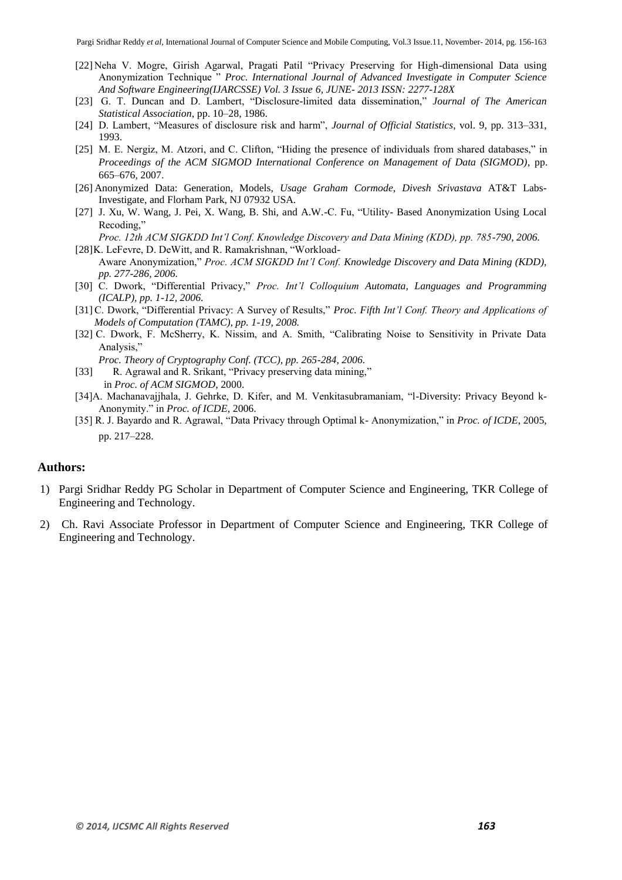[22] Neha V. Mogre, Girish Agarwal, Pragati Patil "Privacy Preserving for High-dimensional Data using Anonymization Technique " *Proc. International Journal of Advanced Investigate in Computer Science And Software Engineering(IJARCSSE) Vol. 3 Issue 6, JUNE- 2013 ISSN: 2277-128X*

[23] G. T. Duncan and D. Lambert, "Disclosure-limited data dissemination," *Journal of The American Statistical Association*, pp. 10–28, 1986.

[24] D. Lambert, "Measures of disclosure risk and harm", *Journal of Official Statistics*, vol. 9, pp. 313–331, 1993.

[25] M. E. Nergiz, M. Atzori, and C. Clifton, "Hiding the presence of individuals from shared databases," in *Proceedings of the ACM SIGMOD International Conference on Management of Data (SIGMOD)*, pp. 665–676, 2007.

[26] Anonymized Data: Generation, Models, *Usage Graham Cormode, Divesh Srivastava* AT&T Labs-Investigate, and Florham Park, NJ 07932 USA.

[27] J. Xu, W. Wang, J. Pei, X. Wang, B. Shi, and A.W.-C. Fu, "Utility- Based Anonymization Using Local Recoding,"
*Proc. 12th ACM SIGKDD Int'l Conf. Knowledge Discovery and Data Mining (KDD), pp. 785-790, 2006.*

[28] K. LeFevre, D. DeWitt, and R. Ramakrishnan, "Workload-Aware Anonymization," *Proc. ACM SIGKDD Int'l Conf. Knowledge Discovery and Data Mining (KDD), pp. 277-286, 2006.*

[30] C. Dwork, "Differential Privacy," *Proc. Int'l Colloquium Automata, Languages and Programming (ICALP), pp. 1-12, 2006.*

[31] C. Dwork, "Differential Privacy: A Survey of Results," *Proc. Fifth Int'l Conf. Theory and Applications of Models of Computation (TAMC), pp. 1-19, 2008.*

[32] C. Dwork, F. McSherry, K. Nissim, and A. Smith, "Calibrating Noise to Sensitivity in Private Data Analysis,"
*Proc. Theory of Cryptography Conf. (TCC), pp. 265-284, 2006.*

[33] R. Agrawal and R. Srikant, "Privacy preserving data mining," in *Proc. of ACM SIGMOD*, 2000.

[34] A. Machanavajjhala, J. Gehrke, D. Kifer, and M. Venkitasubramaniam, "l-Diversity: Privacy Beyond k-Anonymity." in *Proc. of ICDE*, 2006.

[35] R. J. Bayardo and R. Agrawal, "Data Privacy through Optimal k- Anonymization," in *Proc. of ICDE*, 2005, pp. 217–228.

## Authors:

1) Pargi Sridhar Reddy PG Scholar in Department of Computer Science and Engineering, TKR College of Engineering and Technology.

2) Ch. Ravi Associate Professor in Department of Computer Science and Engineering, TKR College of Engineering and Technology.